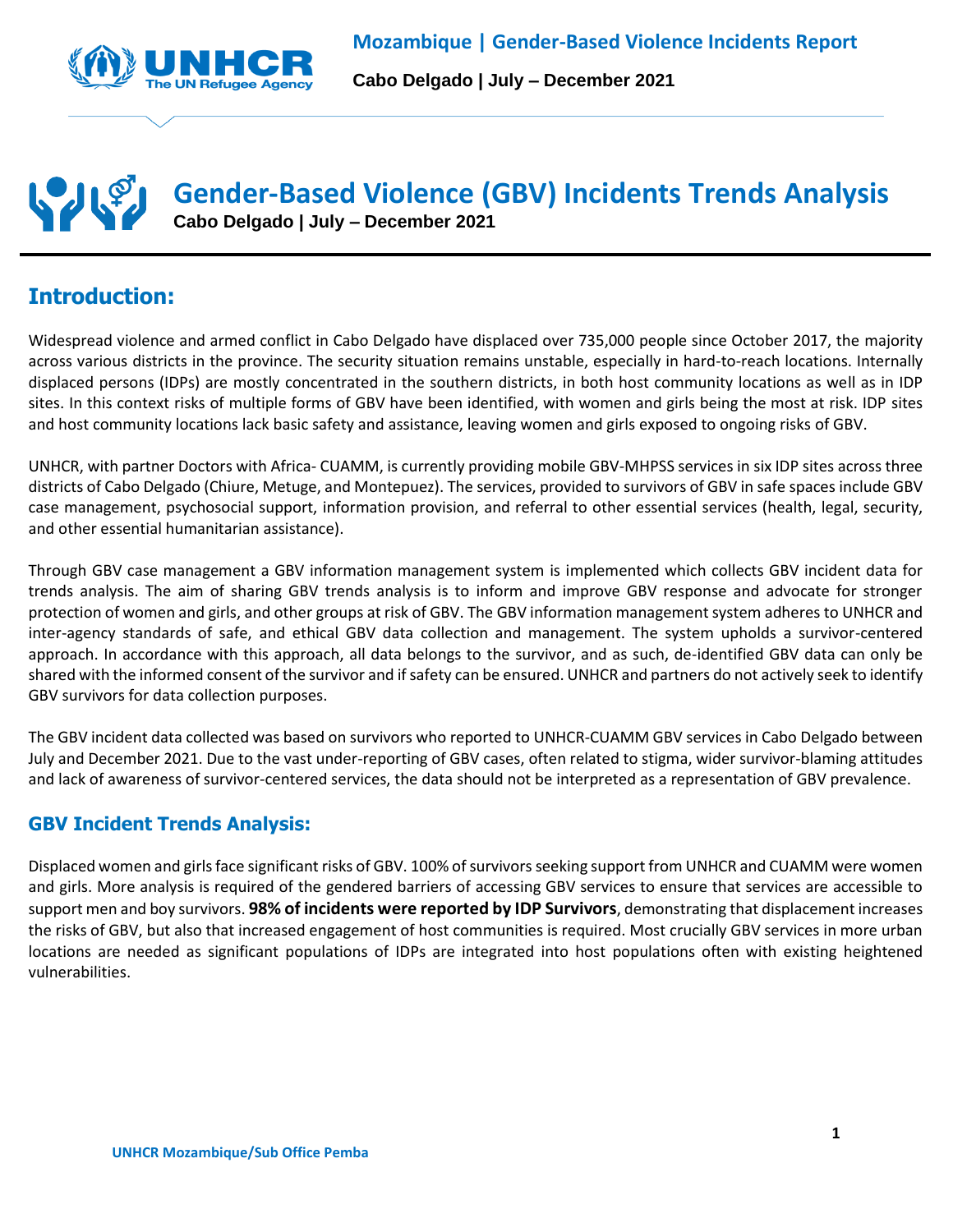# Mozambique | Gender-Based Violence Incidents Report

**Cabo Delgado | July – December 2021**

# Gender-Based Violence (GBV) Incidents Trends Analysis

**Cabo Delgado | July – December 2021**

## Introduction:

Widespread violence and armed conflict in Cabo Delgado have displaced over 735,000 people since October 2017, the majority across various districts in the province. The security situation remains unstable, especially in hard-to-reach locations. Internally displaced persons (IDPs) are mostly concentrated in the southern districts, in both host community locations as well as in IDP sites. In this context risks of multiple forms of GBV have been identified, with women and girls being the most at risk. IDP sites and host community locations lack basic safety and assistance, leaving women and girls exposed to ongoing risks of GBV.

UNHCR, with partner Doctors with Africa- CUAMM, is currently providing mobile GBV-MHPSS services in six IDP sites across three districts of Cabo Delgado (Chiure, Metuge, and Montepuez). The services, provided to survivors of GBV in safe spaces include GBV case management, psychosocial support, information provision, and referral to other essential services (health, legal, security, and other essential humanitarian assistance).

Through GBV case management a GBV information management system is implemented which collects GBV incident data for trends analysis. The aim of sharing GBV trends analysis is to inform and improve GBV response and advocate for stronger protection of women and girls, and other groups at risk of GBV. The GBV information management system adheres to UNHCR and inter-agency standards of safe, and ethical GBV data collection and management. The system upholds a survivor-centered approach. In accordance with this approach, all data belongs to the survivor, and as such, de-identified GBV data can only be shared with the informed consent of the survivor and if safety can be ensured. UNHCR and partners do not actively seek to identify GBV survivors for data collection purposes.

The GBV incident data collected was based on survivors who reported to UNHCR-CUAMM GBV services in Cabo Delgado between July and December 2021. Due to the vast under-reporting of GBV cases, often related to stigma, wider survivor-blaming attitudes and lack of awareness of survivor-centered services, the data should not be interpreted as a representation of GBV prevalence.

### GBV Incident Trends Analysis:

Displaced women and girls face significant risks of GBV. 100% of survivors seeking support from UNHCR and CUAMM were women and girls. More analysis is required of the gendered barriers of accessing GBV services to ensure that services are accessible to support men and boy survivors. **98% of incidents were reported by IDP Survivors**, demonstrating that displacement increases the risks of GBV, but also that increased engagement of host communities is required. Most crucially GBV services in more urban locations are needed as significant populations of IDPs are integrated into host populations often with existing heightened vulnerabilities.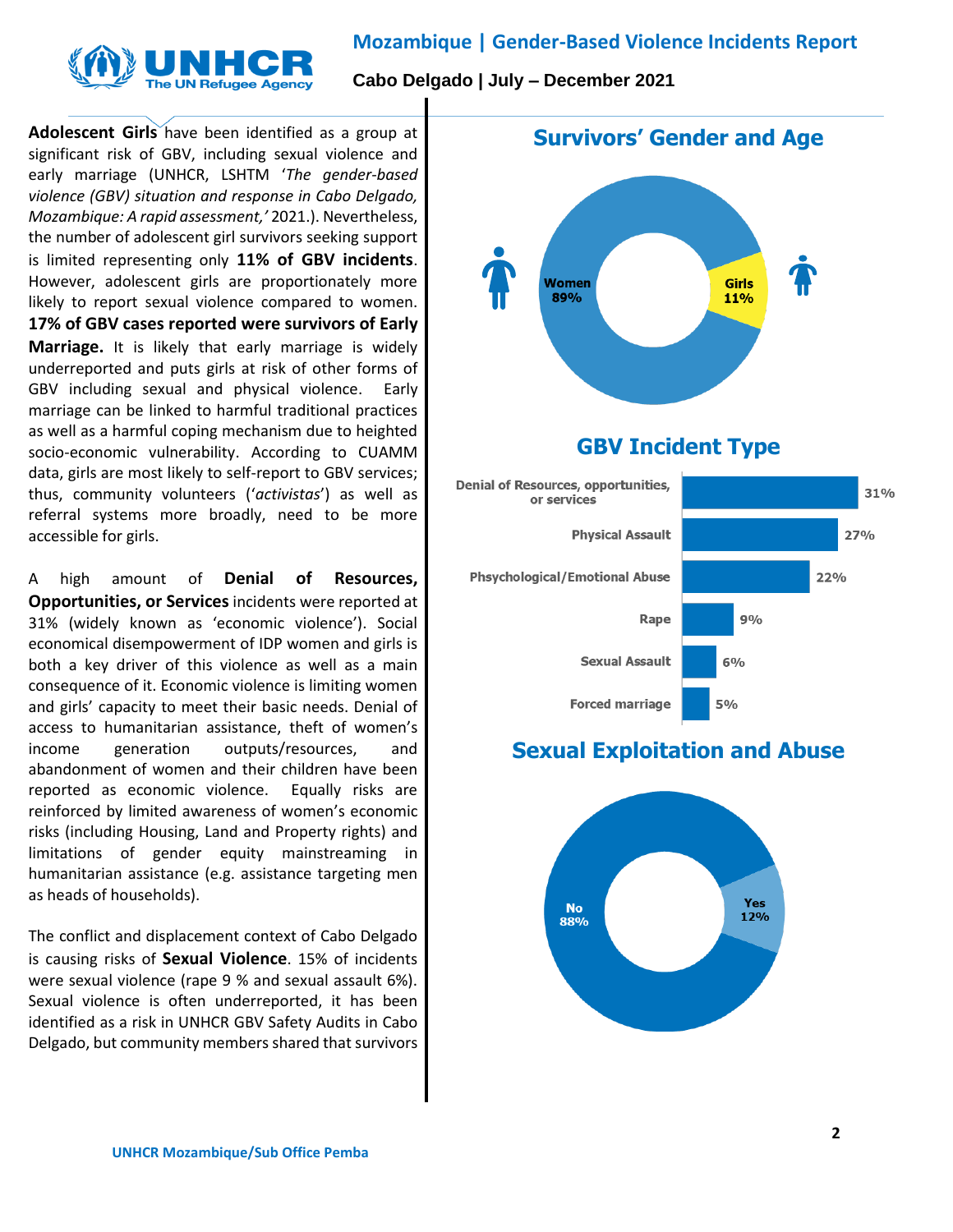**Adolescent Girls** have been identified as a group at significant risk of GBV, including sexual violence and early marriage (UNHCR, LSHTM '*The gender-based violence (GBV) situation and response in Cabo Delgado, Mozambique: A rapid assessment,'* 2021.). Nevertheless, the number of adolescent girl survivors seeking support is limited representing only **11% of GBV incidents**. However, adolescent girls are proportionately more likely to report sexual violence compared to women. **17% of GBV cases reported were survivors of Early Marriage.** It is likely that early marriage is widely underreported and puts girls at risk of other forms of GBV including sexual and physical violence. Early marriage can be linked to harmful traditional practices as well as a harmful coping mechanism due to heighted socio-economic vulnerability. According to CUAMM data, girls are most likely to self-report to GBV services; thus, community volunteers ('*activistas*') as well as referral systems more broadly, need to be more accessible for girls.

A high amount of **Denial of Resources, Opportunities, or Services** incidents were reported at 31% (widely known as 'economic violence'). Social economical disempowerment of IDP women and girls is both a key driver of this violence as well as a main consequence of it. Economic violence is limiting women and girls' capacity to meet their basic needs. Denial of access to humanitarian assistance, theft of women's income generation outputs/resources, and abandonment of women and their children have been reported as economic violence. Equally risks are reinforced by limited awareness of women's economic risks (including Housing, Land and Property rights) and limitations of gender equity mainstreaming in humanitarian assistance (e.g. assistance targeting men as heads of households).

The conflict and displacement context of Cabo Delgado is causing risks of **Sexual Violence**. 15% of incidents were sexual violence (rape 9 % and sexual assault 6%). Sexual violence is often underreported, it has been identified as a risk in UNHCR GBV Safety Audits in Cabo Delgado, but community members shared that survivors

## Survivors' Gender and Age

| Group | Share |
|---|---|
| Women | 89% |
| Girls | 11% |

## GBV Incident Type

| Incident type | Share |
|---|---|
| Denial of Resources, opportunities, or services | 31% |
| Physical Assault | 27% |
| Phsychological/Emotional Abuse | 22% |
| Rape | 9% |
| Sexual Assault | 6% |
| Forced marriage | 5% |

## Sexual Exploitation and Abuse

| Response | Share |
|---|---|
| No | 88% |
| Yes | 12% |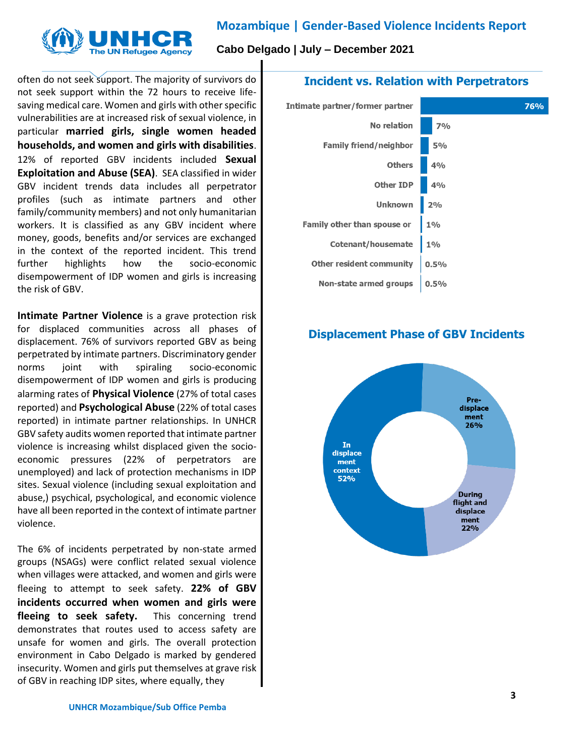often do not seek support. The majority of survivors do not seek support within the 72 hours to receive life-saving medical care. Women and girls with other specific vulnerabilities are at increased risk of sexual violence, in particular **married girls, single women headed households, and women and girls with disabilities**. 12% of reported GBV incidents included **Sexual Exploitation and Abuse (SEA)**. SEA classified in wider GBV incident trends data includes all perpetrator profiles (such as intimate partners and other family/community members) and not only humanitarian workers. It is classified as any GBV incident where money, goods, benefits and/or services are exchanged in the context of the reported incident. This trend further highlights how the socio-economic disempowerment of IDP women and girls is increasing the risk of GBV.

**Intimate Partner Violence** is a grave protection risk for displaced communities across all phases of displacement. 76% of survivors reported GBV as being perpetrated by intimate partners. Discriminatory gender norms joint with spiraling socio-economic disempowerment of IDP women and girls is producing alarming rates of **Physical Violence** (27% of total cases reported) and **Psychological Abuse** (22% of total cases reported) in intimate partner relationships. In UNHCR GBV safety audits women reported that intimate partner violence is increasing whilst displaced given the socio-economic pressures (22% of perpetrators are unemployed) and lack of protection mechanisms in IDP sites. Sexual violence (including sexual exploitation and abuse,) psychical, psychological, and economic violence have all been reported in the context of intimate partner violence.

The 6% of incidents perpetrated by non-state armed groups (NSAGs) were conflict related sexual violence when villages were attacked, and women and girls were fleeing to attempt to seek safety. **22% of GBV incidents occurred when women and girls were fleeing to seek safety.** This concerning trend demonstrates that routes used to access safety are unsafe for women and girls. The overall protection environment in Cabo Delgado is marked by gendered insecurity. Women and girls put themselves at grave risk of GBV in reaching IDP sites, where equally, they

## Incident vs. Relation with Perpetrators

| Relation | % |
|---|---|
| Intimate partner/former partner | 76% |
| No relation | 7% |
| Family friend/neighbor | 5% |
| Others | 4% |
| Other IDP | 4% |
| Unknown | 2% |
| Family other than spouse or | 1% |
| Cotenant/housemate | 1% |
| Other resident community | 0.5% |
| Non-state armed groups | 0.5% |

## Displacement Phase of GBV Incidents

| Phase | % |
|---|---|
| Pre-displacement | 26% |
| During flight and displacement | 22% |
| In displacement context | 52% |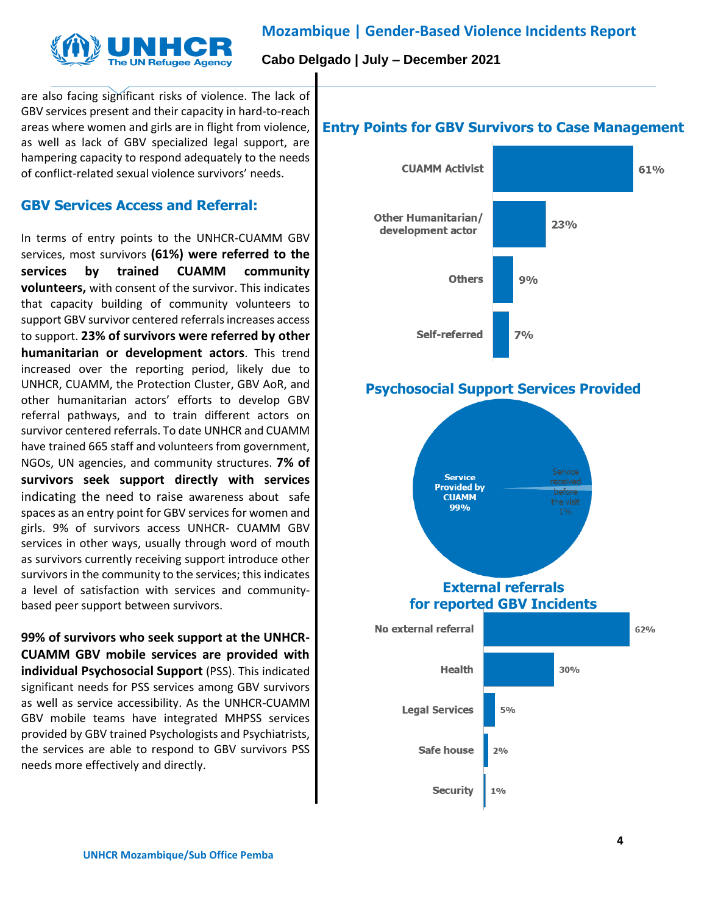are also facing significant risks of violence. The lack of GBV services present and their capacity in hard-to-reach areas where women and girls are in flight from violence, as well as lack of GBV specialized legal support, are hampering capacity to respond adequately to the needs of conflict-related sexual violence survivors' needs.

## GBV Services Access and Referral:

In terms of entry points to the UNHCR-CUAMM GBV services, most survivors **(61%) were referred to the services by trained CUAMM community volunteers,** with consent of the survivor. This indicates that capacity building of community volunteers to support GBV survivor centered referrals increases access to support. **23% of survivors were referred by other humanitarian or development actors**. This trend increased over the reporting period, likely due to UNHCR, CUAMM, the Protection Cluster, GBV AoR, and other humanitarian actors' efforts to develop GBV referral pathways, and to train different actors on survivor centered referrals. To date UNHCR and CUAMM have trained 665 staff and volunteers from government, NGOs, UN agencies, and community structures. **7% of survivors seek support directly with services** indicating the need to raise awareness about safe spaces as an entry point for GBV services for women and girls. 9% of survivors access UNHCR- CUAMM GBV services in other ways, usually through word of mouth as survivors currently receiving support introduce other survivors in the community to the services; this indicates a level of satisfaction with services and community-based peer support between survivors.

**99% of survivors who seek support at the UNHCR-CUAMM GBV mobile services are provided with individual Psychosocial Support** (PSS). This indicated significant needs for PSS services among GBV survivors as well as service accessibility. As the UNHCR-CUAMM GBV mobile teams have integrated MHPSS services provided by GBV trained Psychologists and Psychiatrists, the services are able to respond to GBV survivors PSS needs more effectively and directly.

## Entry Points for GBV Survivors to Case Management

| Entry point | % |
|---|---|
| CUAMM Activist | 61% |
| Other Humanitarian/ development actor | 23% |
| Others | 9% |
| Self-referred | 7% |

## Psychosocial Support Services Provided

| Category | % |
|---|---|
| Service Provided by CUAMM | 99% |
| Service received before the visit | 1% |

## External referrals for reported GBV Incidents

| Referral | % |
|---|---|
| No external referral | 62% |
| Health | 30% |
| Legal Services | 5% |
| Safe house | 2% |
| Security | 1% |

UNHCR Mozambique/Sub Office Pemba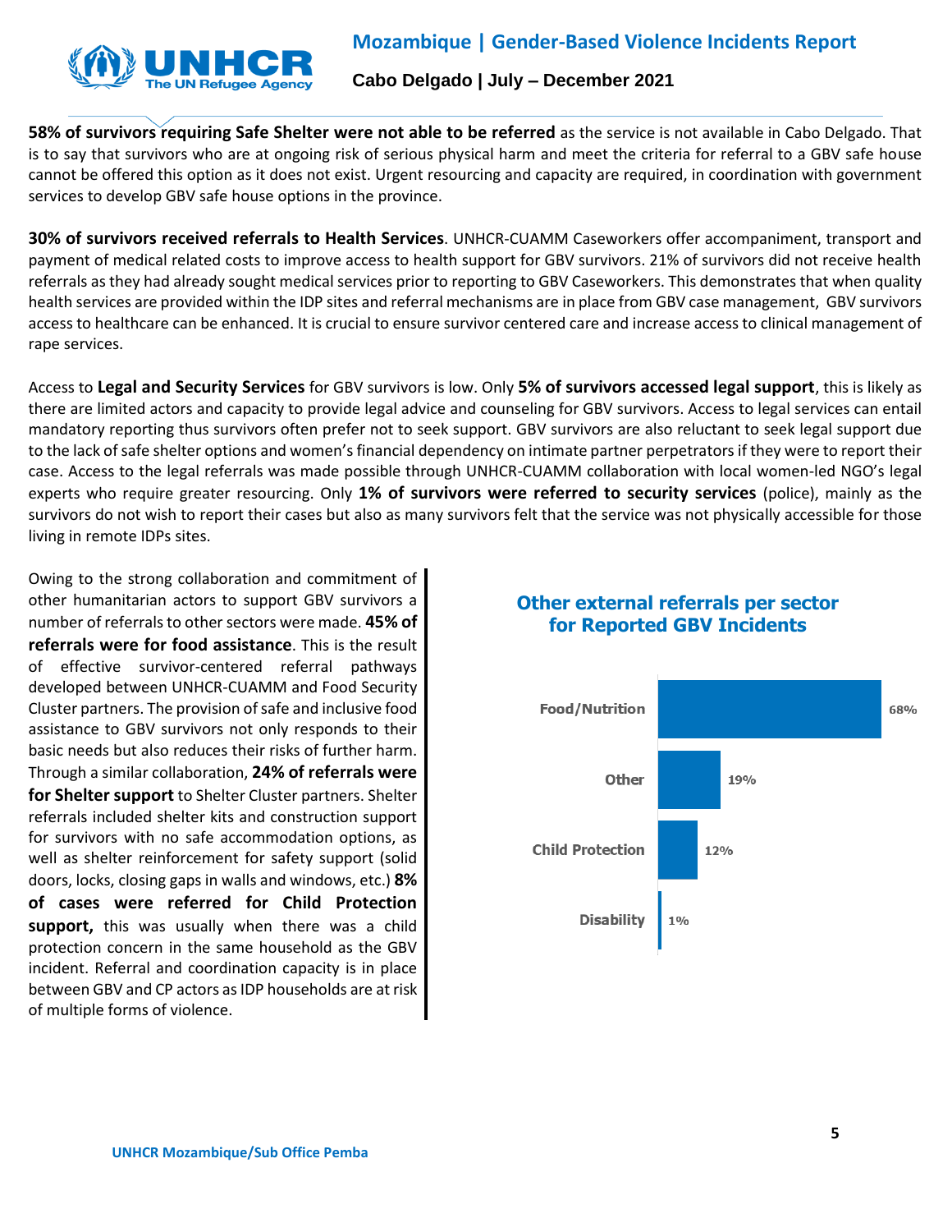**58% of survivors requiring Safe Shelter were not able to be referred** as the service is not available in Cabo Delgado. That is to say that survivors who are at ongoing risk of serious physical harm and meet the criteria for referral to a GBV safe house cannot be offered this option as it does not exist. Urgent resourcing and capacity are required, in coordination with government services to develop GBV safe house options in the province.

**30% of survivors received referrals to Health Services**. UNHCR-CUAMM Caseworkers offer accompaniment, transport and payment of medical related costs to improve access to health support for GBV survivors. 21% of survivors did not receive health referrals as they had already sought medical services prior to reporting to GBV Caseworkers. This demonstrates that when quality health services are provided within the IDP sites and referral mechanisms are in place from GBV case management, GBV survivors access to healthcare can be enhanced. It is crucial to ensure survivor centered care and increase access to clinical management of rape services.

Access to **Legal and Security Services** for GBV survivors is low. Only **5% of survivors accessed legal support**, this is likely as there are limited actors and capacity to provide legal advice and counseling for GBV survivors. Access to legal services can entail mandatory reporting thus survivors often prefer not to seek support. GBV survivors are also reluctant to seek legal support due to the lack of safe shelter options and women's financial dependency on intimate partner perpetrators if they were to report their case. Access to the legal referrals was made possible through UNHCR-CUAMM collaboration with local women-led NGO's legal experts who require greater resourcing. Only **1% of survivors were referred to security services** (police), mainly as the survivors do not wish to report their cases but also as many survivors felt that the service was not physically accessible for those living in remote IDPs sites.

Owing to the strong collaboration and commitment of other humanitarian actors to support GBV survivors a number of referrals to other sectors were made. **45% of referrals were for food assistance**. This is the result of effective survivor-centered referral pathways developed between UNHCR-CUAMM and Food Security Cluster partners. The provision of safe and inclusive food assistance to GBV survivors not only responds to their basic needs but also reduces their risks of further harm. Through a similar collaboration, **24% of referrals were for Shelter support** to Shelter Cluster partners. Shelter referrals included shelter kits and construction support for survivors with no safe accommodation options, as well as shelter reinforcement for safety support (solid doors, locks, closing gaps in walls and windows, etc.) **8% of cases were referred for Child Protection support,** this was usually when there was a child protection concern in the same household as the GBV incident. Referral and coordination capacity is in place between GBV and CP actors as IDP households are at risk of multiple forms of violence.

**Other external referrals per sector for Reported GBV Incidents**

| Sector | % |
|---|---|
| Food/Nutrition | 68% |
| Other | 19% |
| Child Protection | 12% |
| Disability | 1% |

UNHCR Mozambique/Sub Office Pemba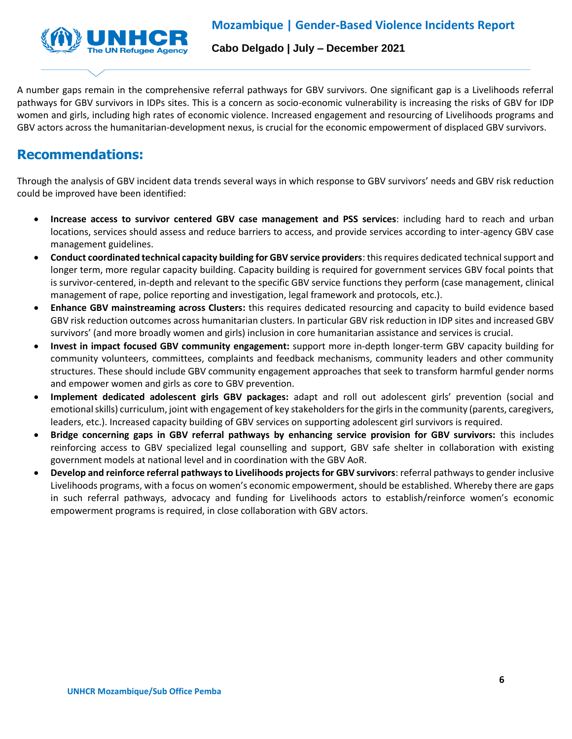A number gaps remain in the comprehensive referral pathways for GBV survivors. One significant gap is a Livelihoods referral pathways for GBV survivors in IDPs sites. This is a concern as socio-economic vulnerability is increasing the risks of GBV for IDP women and girls, including high rates of economic violence. Increased engagement and resourcing of Livelihoods programs and GBV actors across the humanitarian-development nexus, is crucial for the economic empowerment of displaced GBV survivors.

## Recommendations:

Through the analysis of GBV incident data trends several ways in which response to GBV survivors' needs and GBV risk reduction could be improved have been identified:

- **Increase access to survivor centered GBV case management and PSS services**: including hard to reach and urban locations, services should assess and reduce barriers to access, and provide services according to inter-agency GBV case management guidelines.
- **Conduct coordinated technical capacity building for GBV service providers**: this requires dedicated technical support and longer term, more regular capacity building. Capacity building is required for government services GBV focal points that is survivor-centered, in-depth and relevant to the specific GBV service functions they perform (case management, clinical management of rape, police reporting and investigation, legal framework and protocols, etc.).
- **Enhance GBV mainstreaming across Clusters:** this requires dedicated resourcing and capacity to build evidence based GBV risk reduction outcomes across humanitarian clusters. In particular GBV risk reduction in IDP sites and increased GBV survivors' (and more broadly women and girls) inclusion in core humanitarian assistance and services is crucial.
- **Invest in impact focused GBV community engagement:** support more in-depth longer-term GBV capacity building for community volunteers, committees, complaints and feedback mechanisms, community leaders and other community structures. These should include GBV community engagement approaches that seek to transform harmful gender norms and empower women and girls as core to GBV prevention.
- **Implement dedicated adolescent girls GBV packages:** adapt and roll out adolescent girls' prevention (social and emotional skills) curriculum, joint with engagement of key stakeholders for the girls in the community (parents, caregivers, leaders, etc.). Increased capacity building of GBV services on supporting adolescent girl survivors is required.
- **Bridge concerning gaps in GBV referral pathways by enhancing service provision for GBV survivors:** this includes reinforcing access to GBV specialized legal counselling and support, GBV safe shelter in collaboration with existing government models at national level and in coordination with the GBV AoR.
- **Develop and reinforce referral pathways to Livelihoods projects for GBV survivors**: referral pathways to gender inclusive Livelihoods programs, with a focus on women's economic empowerment, should be established. Whereby there are gaps in such referral pathways, advocacy and funding for Livelihoods actors to establish/reinforce women's economic empowerment programs is required, in close collaboration with GBV actors.

UNHCR Mozambique/Sub Office Pemba